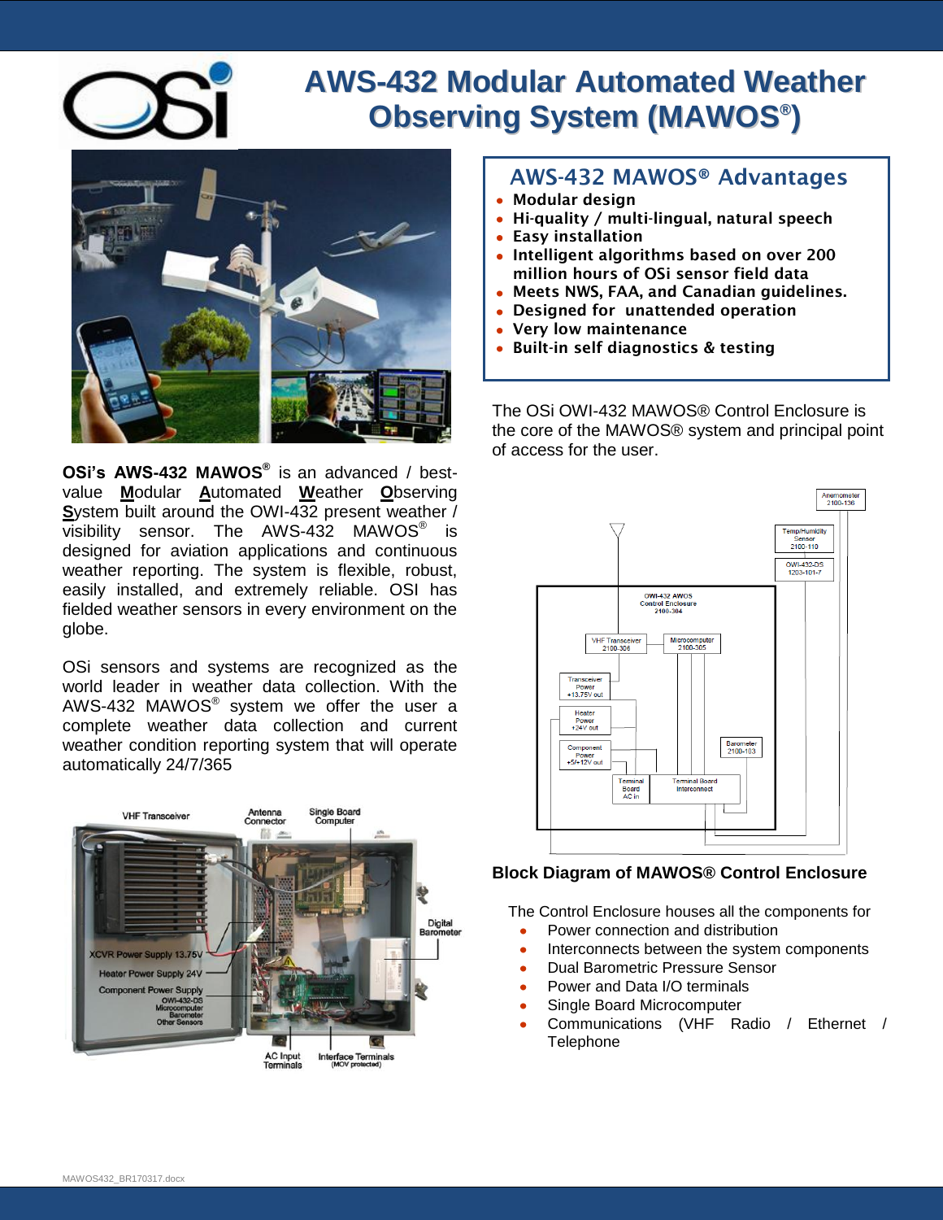# AWS-432 Modular Automated Weather Observing System (MAWOS®)

## AWS-432 MAWOS® Advantages

- **Modular design**
- **Hi-quality / multi-lingual, natural speech**
- **Easy installation**
- **Intelligent algorithms based on over 200 million hours of OSi sensor field data**
- **Meets NWS, FAA, and Canadian guidelines.**
- **Designed for unattended operation**
- **Very low maintenance**
- **Built-in self diagnostics & testing**

**OSi's AWS-432 MAWOS®** is an advanced / best-value **M**odular **A**utomated **W**eather **O**bserving **S**ystem built around the OWI-432 present weather / visibility sensor. The AWS-432 MAWOS® is designed for aviation applications and continuous weather reporting. The system is flexible, robust, easily installed, and extremely reliable. OSI has fielded weather sensors in every environment on the globe.

OSi sensors and systems are recognized as the world leader in weather data collection. With the AWS-432 MAWOS® system we offer the user a complete weather data collection and current weather condition reporting system that will operate automatically 24/7/365

The OSi OWI-432 MAWOS® Control Enclosure is the core of the MAWOS® system and principal point of access for the user.

**Block Diagram of MAWOS® Control Enclosure**

The Control Enclosure houses all the components for

- Power connection and distribution
- Interconnects between the system components
- Dual Barometric Pressure Sensor
- Power and Data I/O terminals
- Single Board Microcomputer
- Communications (VHF Radio / Ethernet / Telephone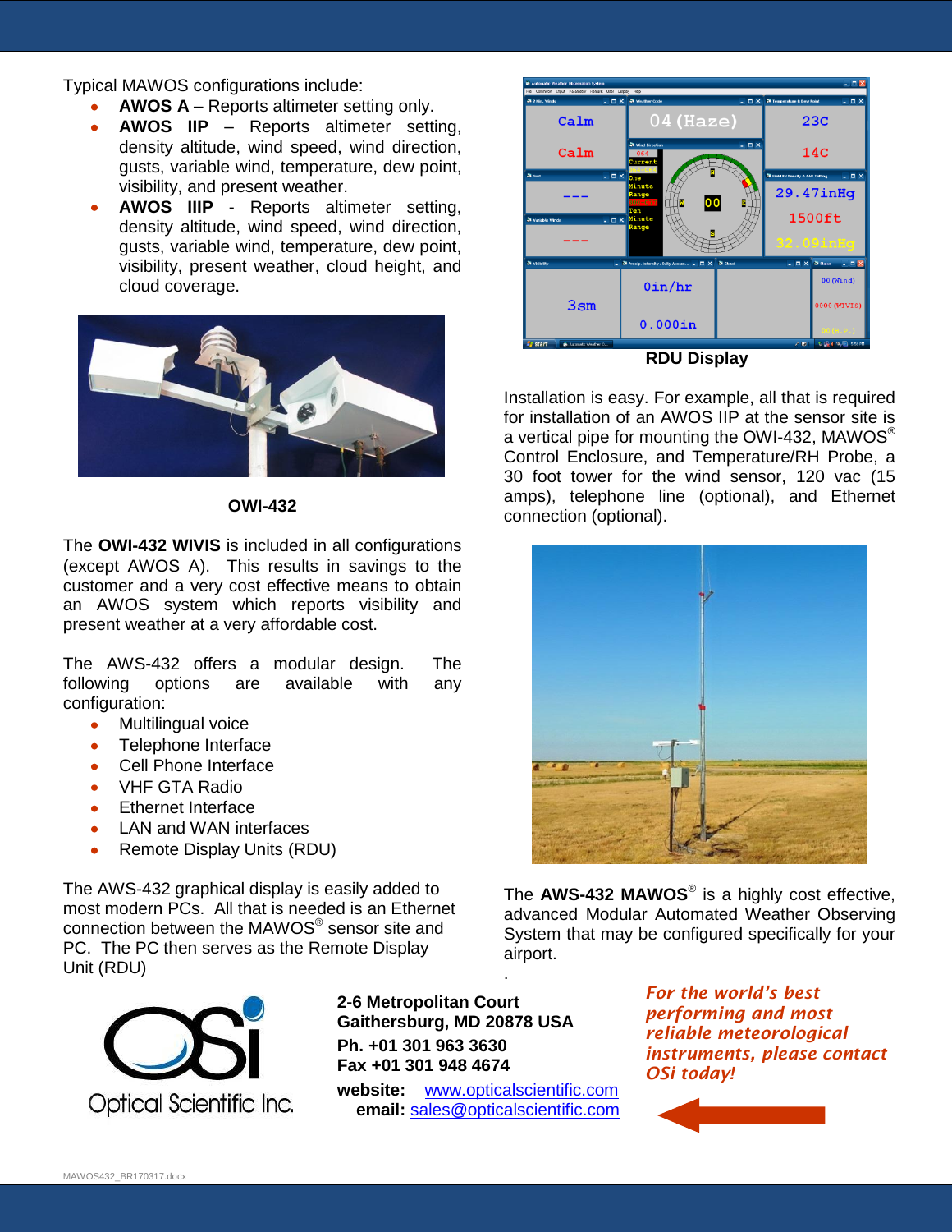Typical MAWOS configurations include:

- **AWOS A** – Reports altimeter setting only.
- **AWOS IIP** – Reports altimeter setting, density altitude, wind speed, wind direction, gusts, variable wind, temperature, dew point, visibility, and present weather.
- **AWOS IIIP** - Reports altimeter setting, density altitude, wind speed, wind direction, gusts, variable wind, temperature, dew point, visibility, present weather, cloud height, and cloud coverage.

**OWI-432**

The **OWI-432 WIVIS** is included in all configurations (except AWOS A). This results in savings to the customer and a very cost effective means to obtain an AWOS system which reports visibility and present weather at a very affordable cost.

The AWS-432 offers a modular design. The following options are available with any configuration:

- Multilingual voice
- Telephone Interface
- Cell Phone Interface
- VHF GTA Radio
- Ethernet Interface
- LAN and WAN interfaces
- Remote Display Units (RDU)

The AWS-432 graphical display is easily added to most modern PCs. All that is needed is an Ethernet connection between the MAWOS® sensor site and PC. The PC then serves as the Remote Display Unit (RDU)

**RDU Display**

Installation is easy. For example, all that is required for installation of an AWOS IIP at the sensor site is a vertical pipe for mounting the OWI-432, MAWOS® Control Enclosure, and Temperature/RH Probe, a 30 foot tower for the wind sensor, 120 vac (15 amps), telephone line (optional), and Ethernet connection (optional).

The **AWS-432 MAWOS®** is a highly cost effective, advanced Modular Automated Weather Observing System that may be configured specifically for your airport.

Optical Scientific Inc.

**2-6 Metropolitan Court**
**Gaithersburg, MD 20878 USA**

**Ph. +01 301 963 3630**
**Fax +01 301 948 4674**

**website:** www.opticalscientific.com
**email:** sales@opticalscientific.com

***For the world's best performing and most reliable meteorological instruments, please contact OSi today!***

MAWOS432_BR170317.docx